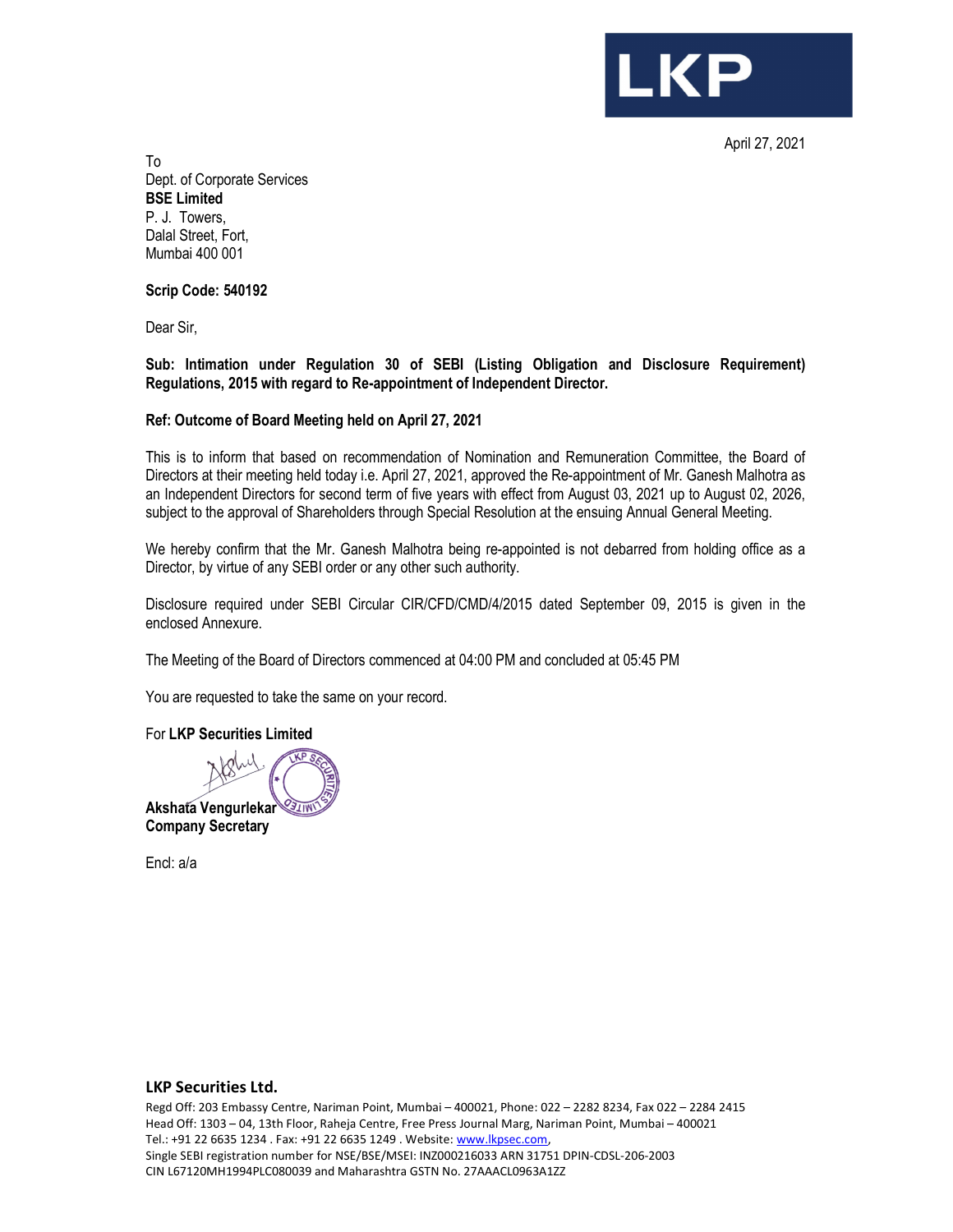LKP

April 27, 2021

To
Dept. of Corporate Services
**BSE Limited**
P. J. Towers,
Dalal Street, Fort,
Mumbai 400 001

**Scrip Code: 540192**

Dear Sir,

**Sub: Intimation under Regulation 30 of SEBI (Listing Obligation and Disclosure Requirement) Regulations, 2015 with regard to Re-appointment of Independent Director.**

**Ref: Outcome of Board Meeting held on April 27, 2021**

This is to inform that based on recommendation of Nomination and Remuneration Committee, the Board of Directors at their meeting held today i.e. April 27, 2021, approved the Re-appointment of Mr. Ganesh Malhotra as an Independent Directors for second term of five years with effect from August 03, 2021 up to August 02, 2026, subject to the approval of Shareholders through Special Resolution at the ensuing Annual General Meeting.

We hereby confirm that the Mr. Ganesh Malhotra being re-appointed is not debarred from holding office as a Director, by virtue of any SEBI order or any other such authority.

Disclosure required under SEBI Circular CIR/CFD/CMD/4/2015 dated September 09, 2015 is given in the enclosed Annexure.

The Meeting of the Board of Directors commenced at 04:00 PM and concluded at 05:45 PM

You are requested to take the same on your record.

For **LKP Securities Limited**

**Akshata Vengurlekar**
**Company Secretary**

Encl: a/a

**LKP Securities Ltd.**
Regd Off: 203 Embassy Centre, Nariman Point, Mumbai – 400021, Phone: 022 – 2282 8234, Fax 022 – 2284 2415
Head Off: 1303 – 04, 13th Floor, Raheja Centre, Free Press Journal Marg, Nariman Point, Mumbai – 400021
Tel.: +91 22 6635 1234 . Fax: +91 22 6635 1249 . Website: www.lkpsec.com,
Single SEBI registration number for NSE/BSE/MSEI: INZ000216033 ARN 31751 DPIN-CDSL-206-2003
CIN L67120MH1994PLC080039 and Maharashtra GSTN No. 27AAACL0963A1ZZ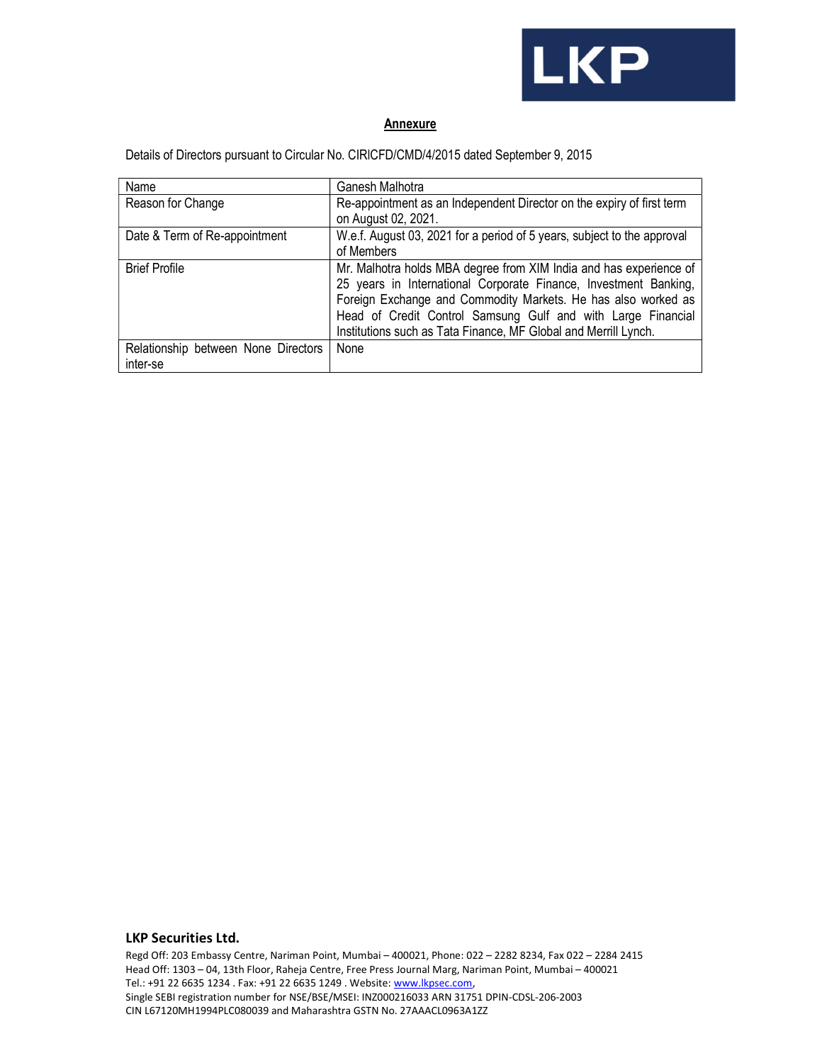## Annexure

Details of Directors pursuant to Circular No. CIRICFD/CMD/4/2015 dated September 9, 2015

| | |
|---|---|
| Name | Ganesh Malhotra |
| Reason for Change | Re-appointment as an Independent Director on the expiry of first term on August 02, 2021. |
| Date & Term of Re-appointment | W.e.f. August 03, 2021 for a period of 5 years, subject to the approval of Members |
| Brief Profile | Mr. Malhotra holds MBA degree from XIM India and has experience of 25 years in International Corporate Finance, Investment Banking, Foreign Exchange and Commodity Markets. He has also worked as Head of Credit Control Samsung Gulf and with Large Financial Institutions such as Tata Finance, MF Global and Merrill Lynch. |
| Relationship between None Directors inter-se | None |

**LKP Securities Ltd.**

Regd Off: 203 Embassy Centre, Nariman Point, Mumbai – 400021, Phone: 022 – 2282 8234, Fax 022 – 2284 2415
Head Off: 1303 – 04, 13th Floor, Raheja Centre, Free Press Journal Marg, Nariman Point, Mumbai – 400021
Tel.: +91 22 6635 1234 . Fax: +91 22 6635 1249 . Website: www.lkpsec.com,
Single SEBI registration number for NSE/BSE/MSEI: INZ000216033 ARN 31751 DPIN-CDSL-206-2003
CIN L67120MH1994PLC080039 and Maharashtra GSTN No. 27AAACL0963A1ZZ